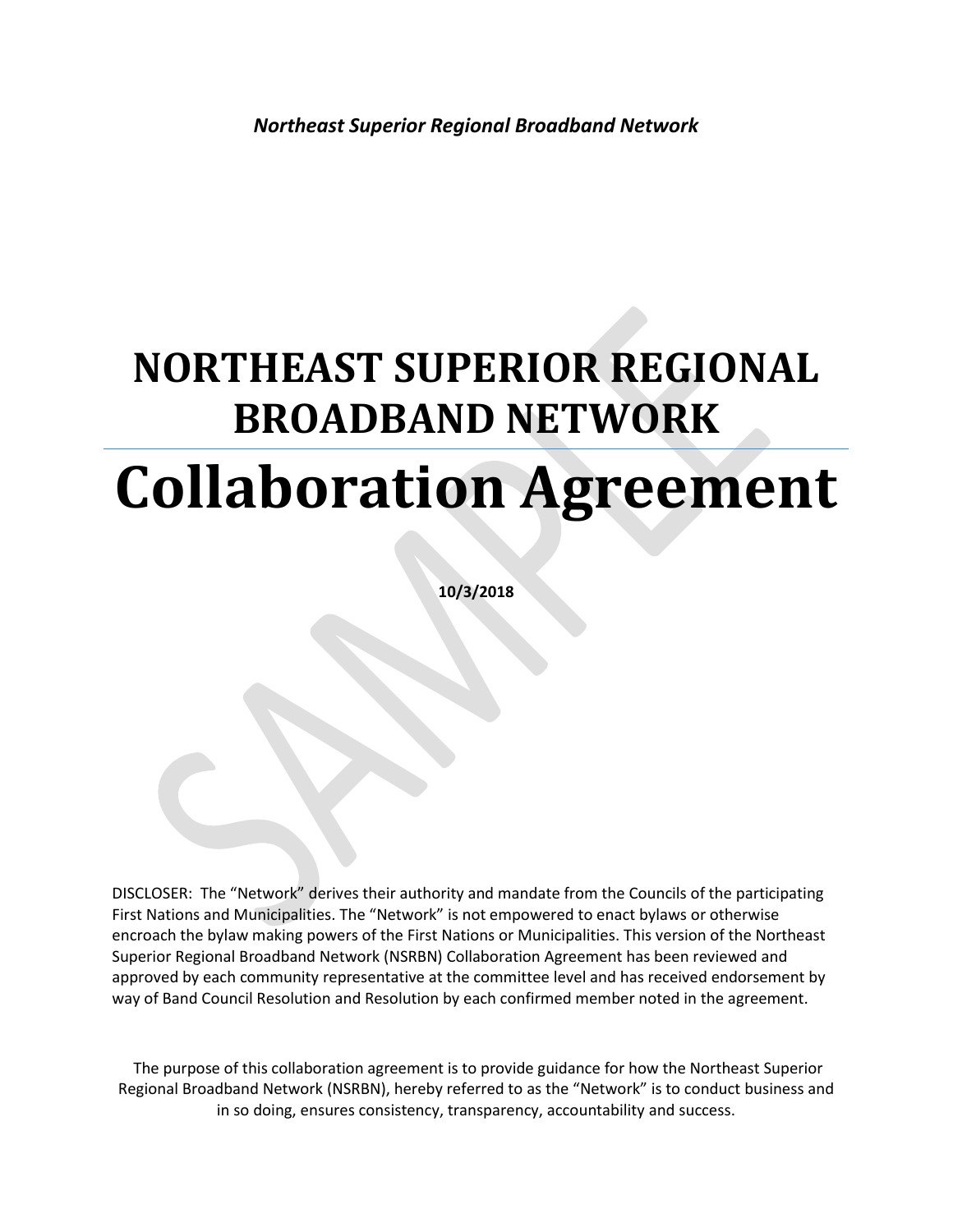*Northeast Superior Regional Broadband Network*

# NORTHEAST SUPERIOR REGIONAL BROADBAND NETWORK

# Collaboration Agreement

**10/3/2018**

DISCLOSER: The "Network" derives their authority and mandate from the Councils of the participating First Nations and Municipalities. The "Network" is not empowered to enact bylaws or otherwise encroach the bylaw making powers of the First Nations or Municipalities. This version of the Northeast Superior Regional Broadband Network (NSRBN) Collaboration Agreement has been reviewed and approved by each community representative at the committee level and has received endorsement by way of Band Council Resolution and Resolution by each confirmed member noted in the agreement.

The purpose of this collaboration agreement is to provide guidance for how the Northeast Superior Regional Broadband Network (NSRBN), hereby referred to as the "Network" is to conduct business and in so doing, ensures consistency, transparency, accountability and success.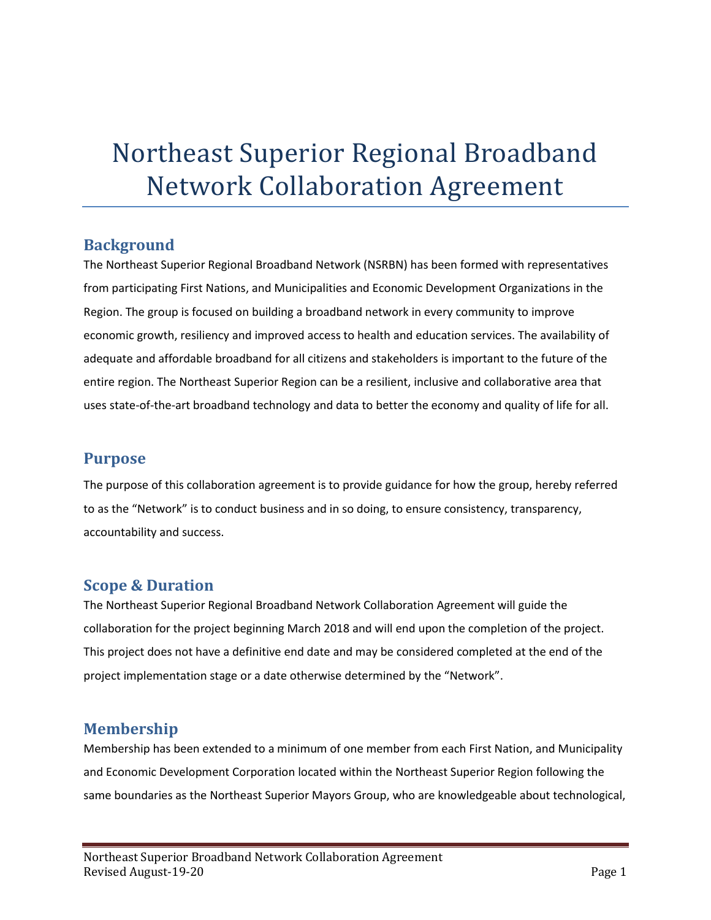# Northeast Superior Regional Broadband Network Collaboration Agreement

## Background

The Northeast Superior Regional Broadband Network (NSRBN) has been formed with representatives from participating First Nations, and Municipalities and Economic Development Organizations in the Region. The group is focused on building a broadband network in every community to improve economic growth, resiliency and improved access to health and education services. The availability of adequate and affordable broadband for all citizens and stakeholders is important to the future of the entire region. The Northeast Superior Region can be a resilient, inclusive and collaborative area that uses state-of-the-art broadband technology and data to better the economy and quality of life for all.

## Purpose

The purpose of this collaboration agreement is to provide guidance for how the group, hereby referred to as the "Network" is to conduct business and in so doing, to ensure consistency, transparency, accountability and success.

## Scope & Duration

The Northeast Superior Regional Broadband Network Collaboration Agreement will guide the collaboration for the project beginning March 2018 and will end upon the completion of the project. This project does not have a definitive end date and may be considered completed at the end of the project implementation stage or a date otherwise determined by the "Network".

## Membership

Membership has been extended to a minimum of one member from each First Nation, and Municipality and Economic Development Corporation located within the Northeast Superior Region following the same boundaries as the Northeast Superior Mayors Group, who are knowledgeable about technological,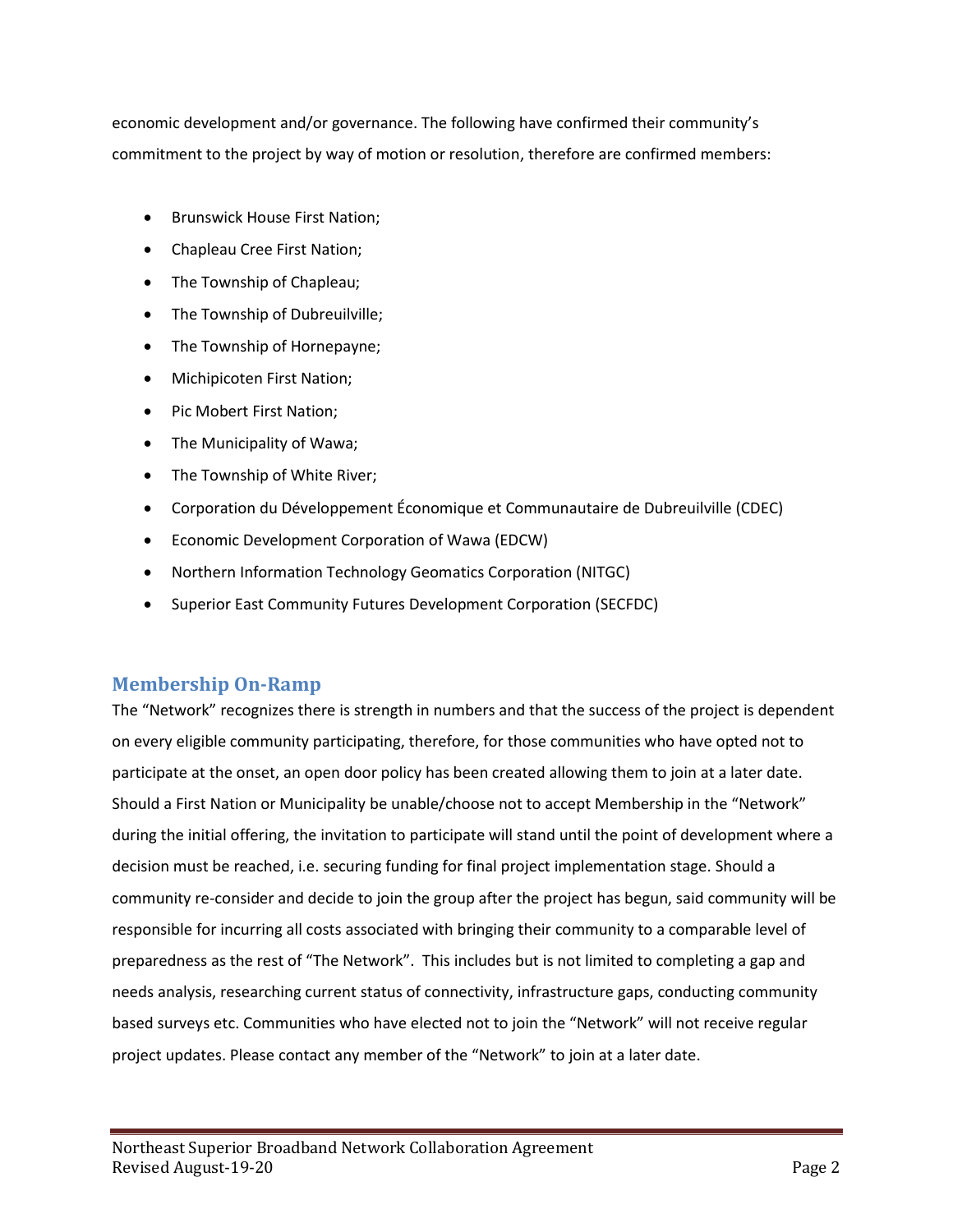economic development and/or governance. The following have confirmed their community's commitment to the project by way of motion or resolution, therefore are confirmed members:

- Brunswick House First Nation;
- Chapleau Cree First Nation;
- The Township of Chapleau;
- The Township of Dubreuilville;
- The Township of Hornepayne;
- Michipicoten First Nation;
- Pic Mobert First Nation;
- The Municipality of Wawa;
- The Township of White River;
- Corporation du Développement Économique et Communautaire de Dubreuilville (CDEC)
- Economic Development Corporation of Wawa (EDCW)
- Northern Information Technology Geomatics Corporation (NITGC)
- Superior East Community Futures Development Corporation (SECFDC)

## Membership On-Ramp

The "Network" recognizes there is strength in numbers and that the success of the project is dependent on every eligible community participating, therefore, for those communities who have opted not to participate at the onset, an open door policy has been created allowing them to join at a later date. Should a First Nation or Municipality be unable/choose not to accept Membership in the "Network" during the initial offering, the invitation to participate will stand until the point of development where a decision must be reached, i.e. securing funding for final project implementation stage. Should a community re-consider and decide to join the group after the project has begun, said community will be responsible for incurring all costs associated with bringing their community to a comparable level of preparedness as the rest of "The Network". This includes but is not limited to completing a gap and needs analysis, researching current status of connectivity, infrastructure gaps, conducting community based surveys etc. Communities who have elected not to join the "Network" will not receive regular project updates. Please contact any member of the "Network" to join at a later date.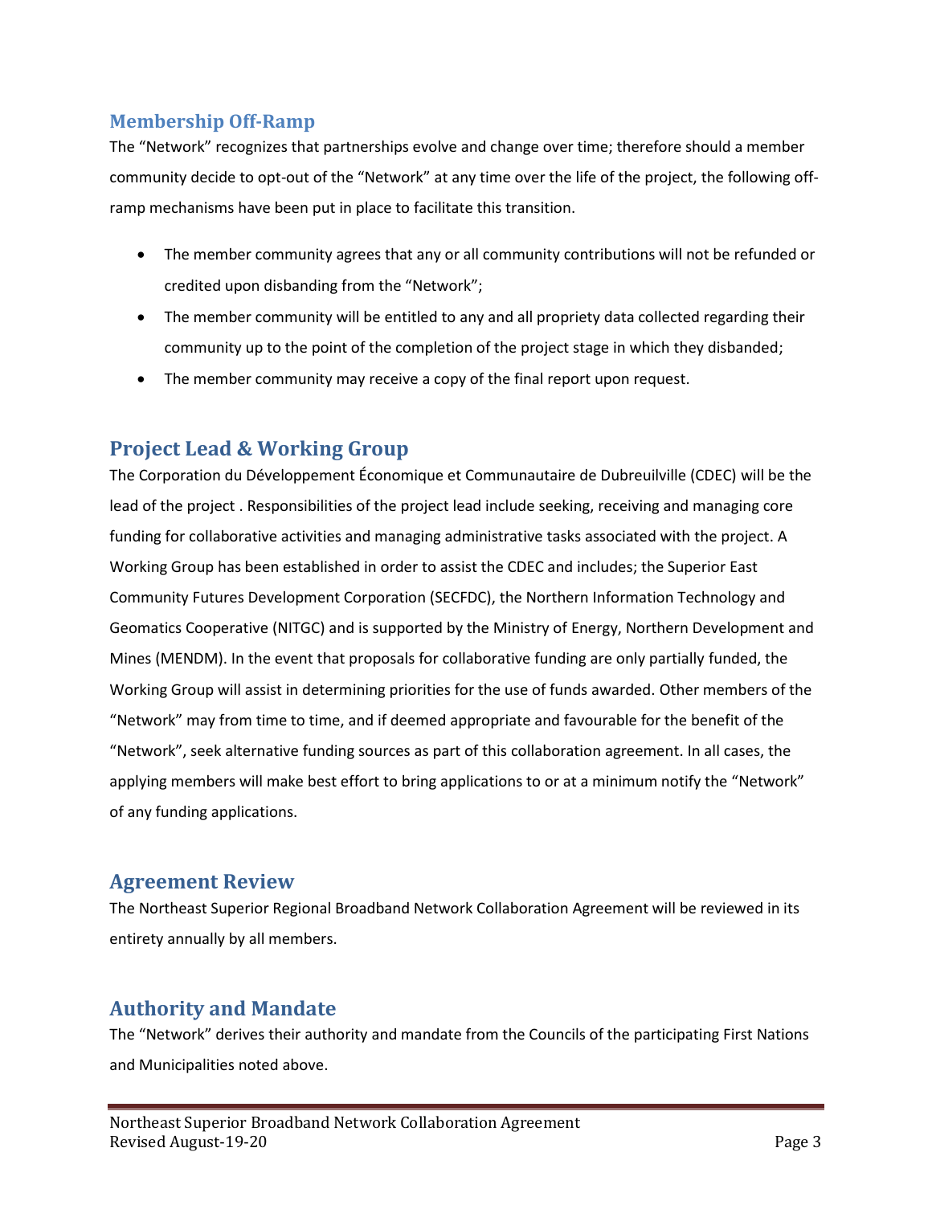## Membership Off-Ramp

The “Network” recognizes that partnerships evolve and change over time; therefore should a member community decide to opt-out of the “Network” at any time over the life of the project, the following off-ramp mechanisms have been put in place to facilitate this transition.

- The member community agrees that any or all community contributions will not be refunded or credited upon disbanding from the “Network”;
- The member community will be entitled to any and all propriety data collected regarding their community up to the point of the completion of the project stage in which they disbanded;
- The member community may receive a copy of the final report upon request.

## Project Lead & Working Group

The Corporation du Développement Économique et Communautaire de Dubreuilville (CDEC) will be the lead of the project . Responsibilities of the project lead include seeking, receiving and managing core funding for collaborative activities and managing administrative tasks associated with the project. A Working Group has been established in order to assist the CDEC and includes; the Superior East Community Futures Development Corporation (SECFDC), the Northern Information Technology and Geomatics Cooperative (NITGC) and is supported by the Ministry of Energy, Northern Development and Mines (MENDM). In the event that proposals for collaborative funding are only partially funded, the Working Group will assist in determining priorities for the use of funds awarded. Other members of the “Network” may from time to time, and if deemed appropriate and favourable for the benefit of the “Network”, seek alternative funding sources as part of this collaboration agreement. In all cases, the applying members will make best effort to bring applications to or at a minimum notify the “Network” of any funding applications.

## Agreement Review

The Northeast Superior Regional Broadband Network Collaboration Agreement will be reviewed in its entirety annually by all members.

## Authority and Mandate

The “Network” derives their authority and mandate from the Councils of the participating First Nations and Municipalities noted above.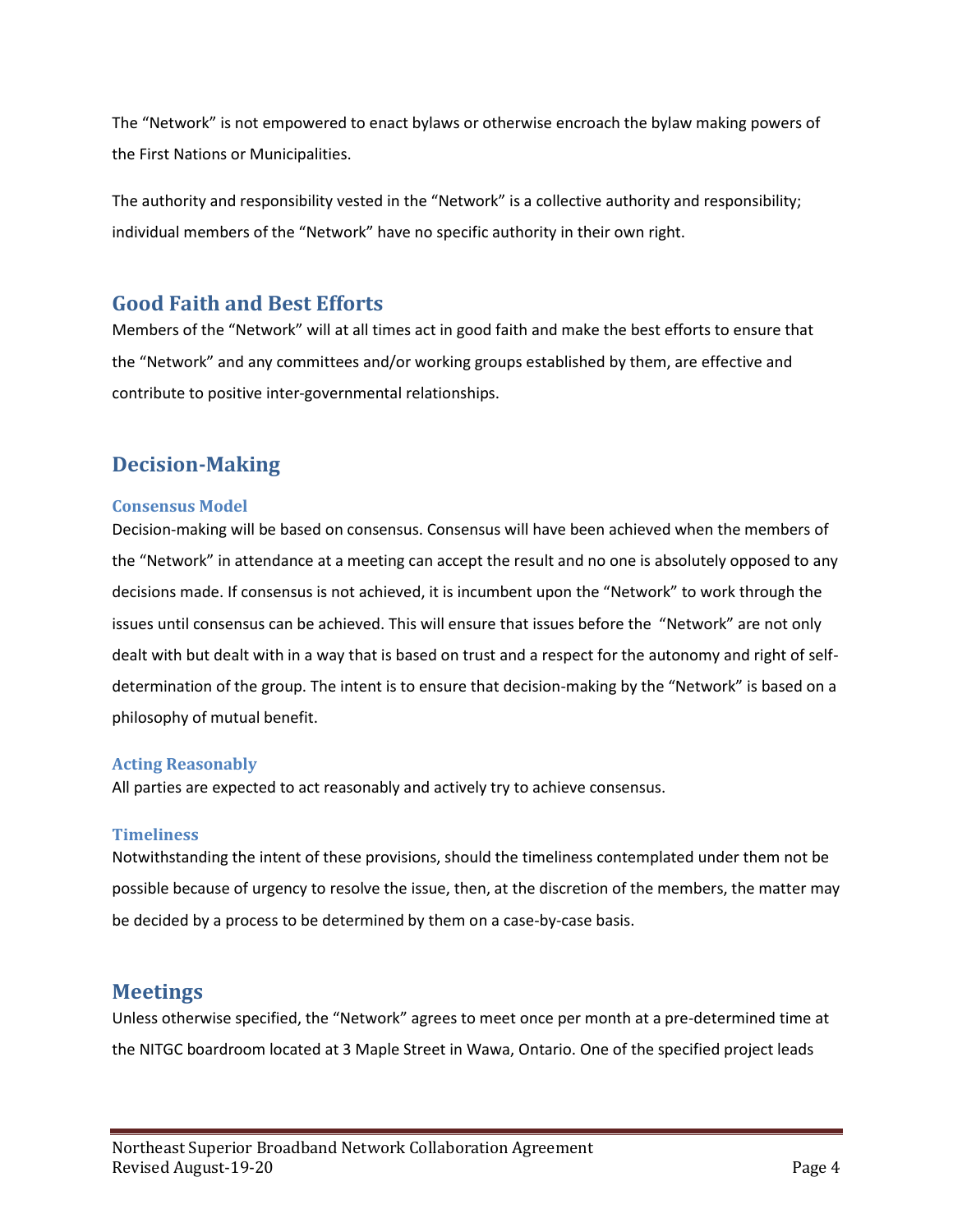The “Network” is not empowered to enact bylaws or otherwise encroach the bylaw making powers of the First Nations or Municipalities.

The authority and responsibility vested in the “Network” is a collective authority and responsibility; individual members of the “Network” have no specific authority in their own right.

## Good Faith and Best Efforts

Members of the “Network” will at all times act in good faith and make the best efforts to ensure that the “Network” and any committees and/or working groups established by them, are effective and contribute to positive inter-governmental relationships.

## Decision-Making

### Consensus Model

Decision-making will be based on consensus. Consensus will have been achieved when the members of the “Network” in attendance at a meeting can accept the result and no one is absolutely opposed to any decisions made. If consensus is not achieved, it is incumbent upon the “Network” to work through the issues until consensus can be achieved. This will ensure that issues before the “Network” are not only dealt with but dealt with in a way that is based on trust and a respect for the autonomy and right of self-determination of the group. The intent is to ensure that decision-making by the “Network” is based on a philosophy of mutual benefit.

### Acting Reasonably

All parties are expected to act reasonably and actively try to achieve consensus.

### Timeliness

Notwithstanding the intent of these provisions, should the timeliness contemplated under them not be possible because of urgency to resolve the issue, then, at the discretion of the members, the matter may be decided by a process to be determined by them on a case-by-case basis.

## Meetings

Unless otherwise specified, the “Network” agrees to meet once per month at a pre-determined time at the NITGC boardroom located at 3 Maple Street in Wawa, Ontario. One of the specified project leads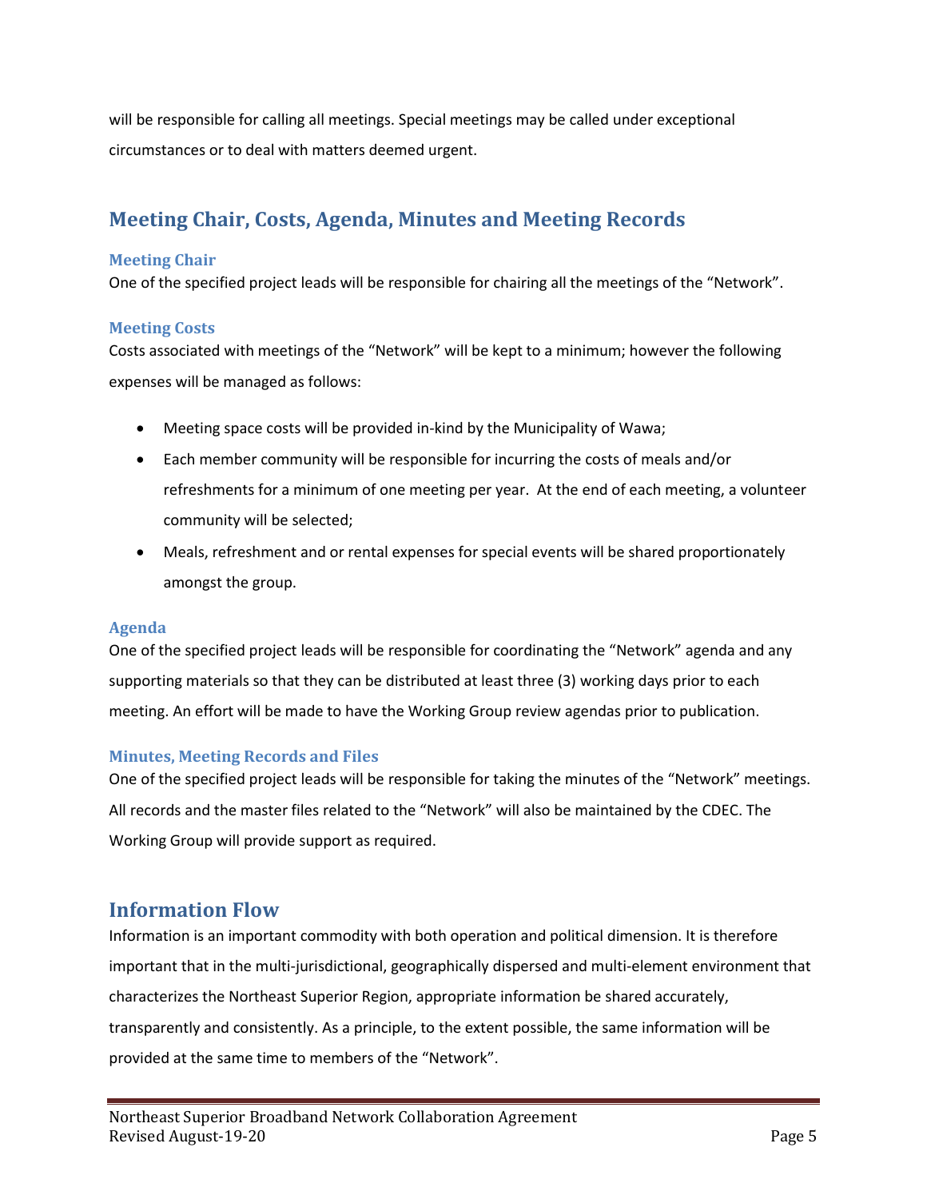will be responsible for calling all meetings. Special meetings may be called under exceptional circumstances or to deal with matters deemed urgent.

## Meeting Chair, Costs, Agenda, Minutes and Meeting Records

### Meeting Chair

One of the specified project leads will be responsible for chairing all the meetings of the "Network".

### Meeting Costs

Costs associated with meetings of the "Network" will be kept to a minimum; however the following expenses will be managed as follows:

- Meeting space costs will be provided in-kind by the Municipality of Wawa;
- Each member community will be responsible for incurring the costs of meals and/or refreshments for a minimum of one meeting per year. At the end of each meeting, a volunteer community will be selected;
- Meals, refreshment and or rental expenses for special events will be shared proportionately amongst the group.

### Agenda

One of the specified project leads will be responsible for coordinating the "Network" agenda and any supporting materials so that they can be distributed at least three (3) working days prior to each meeting. An effort will be made to have the Working Group review agendas prior to publication.

### Minutes, Meeting Records and Files

One of the specified project leads will be responsible for taking the minutes of the "Network" meetings. All records and the master files related to the "Network" will also be maintained by the CDEC. The Working Group will provide support as required.

## Information Flow

Information is an important commodity with both operation and political dimension. It is therefore important that in the multi-jurisdictional, geographically dispersed and multi-element environment that characterizes the Northeast Superior Region, appropriate information be shared accurately, transparently and consistently. As a principle, to the extent possible, the same information will be provided at the same time to members of the "Network".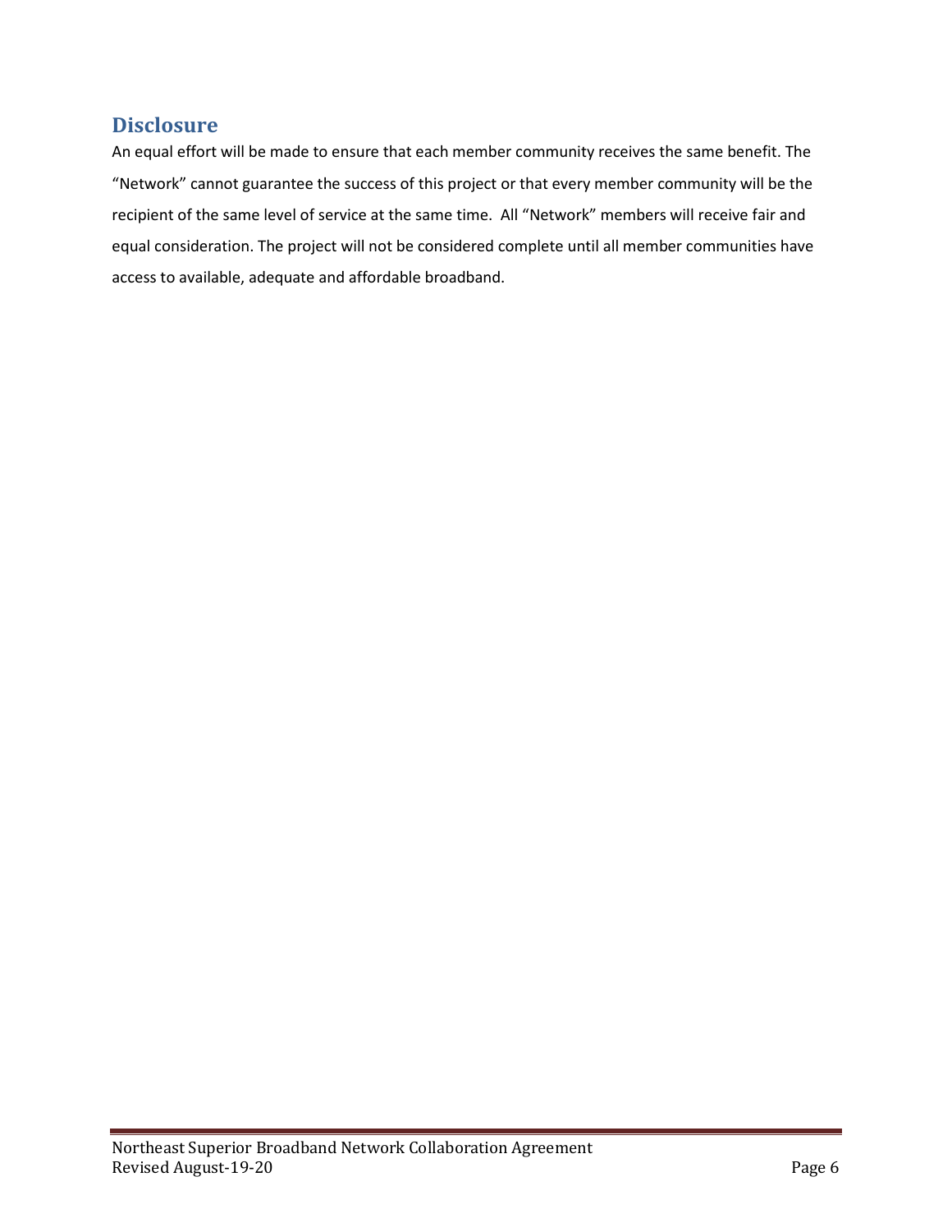## Disclosure

An equal effort will be made to ensure that each member community receives the same benefit. The “Network” cannot guarantee the success of this project or that every member community will be the recipient of the same level of service at the same time. All “Network” members will receive fair and equal consideration. The project will not be considered complete until all member communities have access to available, adequate and affordable broadband.